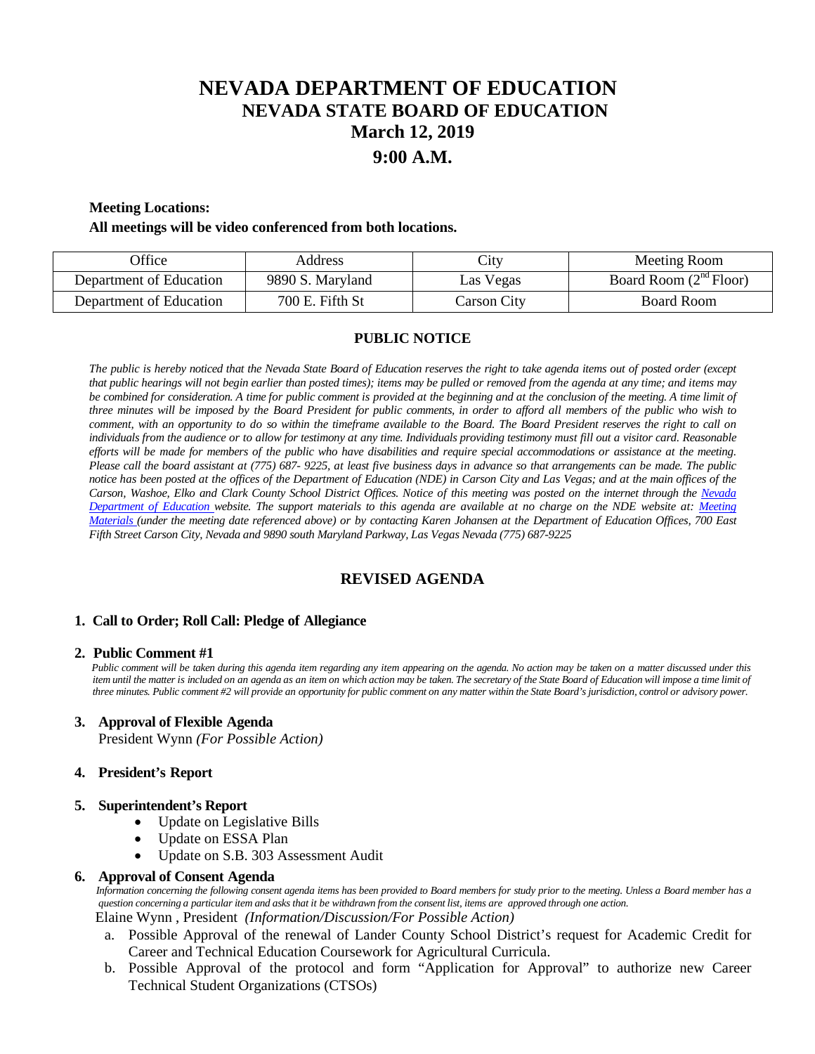# NEVADA DEPARTMENT OF EDUCATION
## NEVADA STATE BOARD OF EDUCATION
## March 12, 2019
## 9:00 A.M.

**Meeting Locations:**

**All meetings will be video conferenced from both locations.**

| Office | Address | City | Meeting Room |
|---|---|---|---|
| Department of Education | 9890 S. Maryland | Las Vegas | Board Room (2nd Floor) |
| Department of Education | 700 E. Fifth St | Carson City | Board Room |

### PUBLIC NOTICE

*The public is hereby noticed that the Nevada State Board of Education reserves the right to take agenda items out of posted order (except that public hearings will not begin earlier than posted times); items may be pulled or removed from the agenda at any time; and items may be combined for consideration. A time for public comment is provided at the beginning and at the conclusion of the meeting. A time limit of three minutes will be imposed by the Board President for public comments, in order to afford all members of the public who wish to comment, with an opportunity to do so within the timeframe available to the Board. The Board President reserves the right to call on individuals from the audience or to allow for testimony at any time. Individuals providing testimony must fill out a visitor card. Reasonable efforts will be made for members of the public who have disabilities and require special accommodations or assistance at the meeting. Please call the board assistant at (775) 687- 9225, at least five business days in advance so that arrangements can be made. The public notice has been posted at the offices of the Department of Education (NDE) in Carson City and Las Vegas; and at the main offices of the Carson, Washoe, Elko and Clark County School District Offices. Notice of this meeting was posted on the internet through the Nevada Department of Education website. The support materials to this agenda are available at no charge on the NDE website at: Meeting Materials (under the meeting date referenced above) or by contacting Karen Johansen at the Department of Education Offices, 700 East Fifth Street Carson City, Nevada and 9890 south Maryland Parkway, Las Vegas Nevada (775) 687-9225*

### REVISED AGENDA

**1. Call to Order; Roll Call: Pledge of Allegiance**

**2. Public Comment #1**

*Public comment will be taken during this agenda item regarding any item appearing on the agenda. No action may be taken on a matter discussed under this item until the matter is included on an agenda as an item on which action may be taken. The secretary of the State Board of Education will impose a time limit of three minutes. Public comment #2 will provide an opportunity for public comment on any matter within the State Board's jurisdiction, control or advisory power.*

**3. Approval of Flexible Agenda**

President Wynn *(For Possible Action)*

**4. President's Report**

**5. Superintendent's Report**

- Update on Legislative Bills
- Update on ESSA Plan
- Update on S.B. 303 Assessment Audit

**6. Approval of Consent Agenda**

*Information concerning the following consent agenda items has been provided to Board members for study prior to the meeting. Unless a Board member has a question concerning a particular item and asks that it be withdrawn from the consent list, items are approved through one action.*

Elaine Wynn , President *(Information/Discussion/For Possible Action)*

a. Possible Approval of the renewal of Lander County School District's request for Academic Credit for Career and Technical Education Coursework for Agricultural Curricula.

b. Possible Approval of the protocol and form "Application for Approval" to authorize new Career Technical Student Organizations (CTSOs)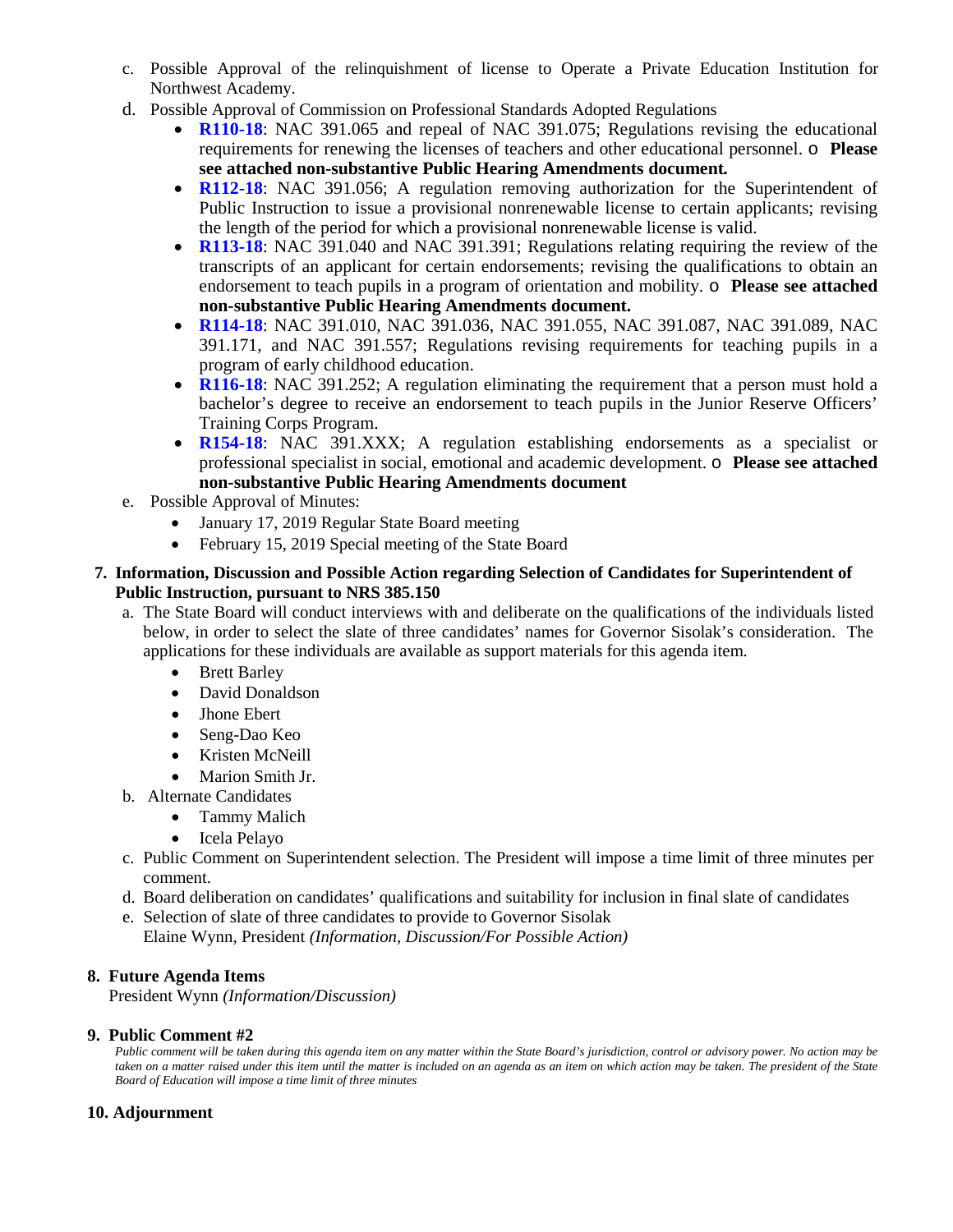c. Possible Approval of the relinquishment of license to Operate a Private Education Institution for Northwest Academy.

d. Possible Approval of Commission on Professional Standards Adopted Regulations
   - **R110-18**: NAC 391.065 and repeal of NAC 391.075; Regulations revising the educational requirements for renewing the licenses of teachers and other educational personnel. o **Please see attached non-substantive Public Hearing Amendments document.**
   - **R112-18**: NAC 391.056; A regulation removing authorization for the Superintendent of Public Instruction to issue a provisional nonrenewable license to certain applicants; revising the length of the period for which a provisional nonrenewable license is valid.
   - **R113-18**: NAC 391.040 and NAC 391.391; Regulations relating requiring the review of the transcripts of an applicant for certain endorsements; revising the qualifications to obtain an endorsement to teach pupils in a program of orientation and mobility. o **Please see attached non-substantive Public Hearing Amendments document.**
   - **R114-18**: NAC 391.010, NAC 391.036, NAC 391.055, NAC 391.087, NAC 391.089, NAC 391.171, and NAC 391.557; Regulations revising requirements for teaching pupils in a program of early childhood education.
   - **R116-18**: NAC 391.252; A regulation eliminating the requirement that a person must hold a bachelor's degree to receive an endorsement to teach pupils in the Junior Reserve Officers' Training Corps Program.
   - **R154-18**: NAC 391.XXX; A regulation establishing endorsements as a specialist or professional specialist in social, emotional and academic development. o **Please see attached non-substantive Public Hearing Amendments document**

e. Possible Approval of Minutes:
   - January 17, 2019 Regular State Board meeting
   - February 15, 2019 Special meeting of the State Board

**7. Information, Discussion and Possible Action regarding Selection of Candidates for Superintendent of Public Instruction, pursuant to NRS 385.150**

a. The State Board will conduct interviews with and deliberate on the qualifications of the individuals listed below, in order to select the slate of three candidates' names for Governor Sisolak's consideration. The applications for these individuals are available as support materials for this agenda item.
   - Brett Barley
   - David Donaldson
   - Jhone Ebert
   - Seng-Dao Keo
   - Kristen McNeill
   - Marion Smith Jr.

b. Alternate Candidates
   - Tammy Malich
   - Icela Pelayo

c. Public Comment on Superintendent selection. The President will impose a time limit of three minutes per comment.

d. Board deliberation on candidates' qualifications and suitability for inclusion in final slate of candidates

e. Selection of slate of three candidates to provide to Governor Sisolak
Elaine Wynn, President *(Information, Discussion/For Possible Action)*

**8. Future Agenda Items**

President Wynn *(Information/Discussion)*

**9. Public Comment #2**

*Public comment will be taken during this agenda item on any matter within the State Board's jurisdiction, control or advisory power. No action may be taken on a matter raised under this item until the matter is included on an agenda as an item on which action may be taken. The president of the State Board of Education will impose a time limit of three minutes*

**10. Adjournment**